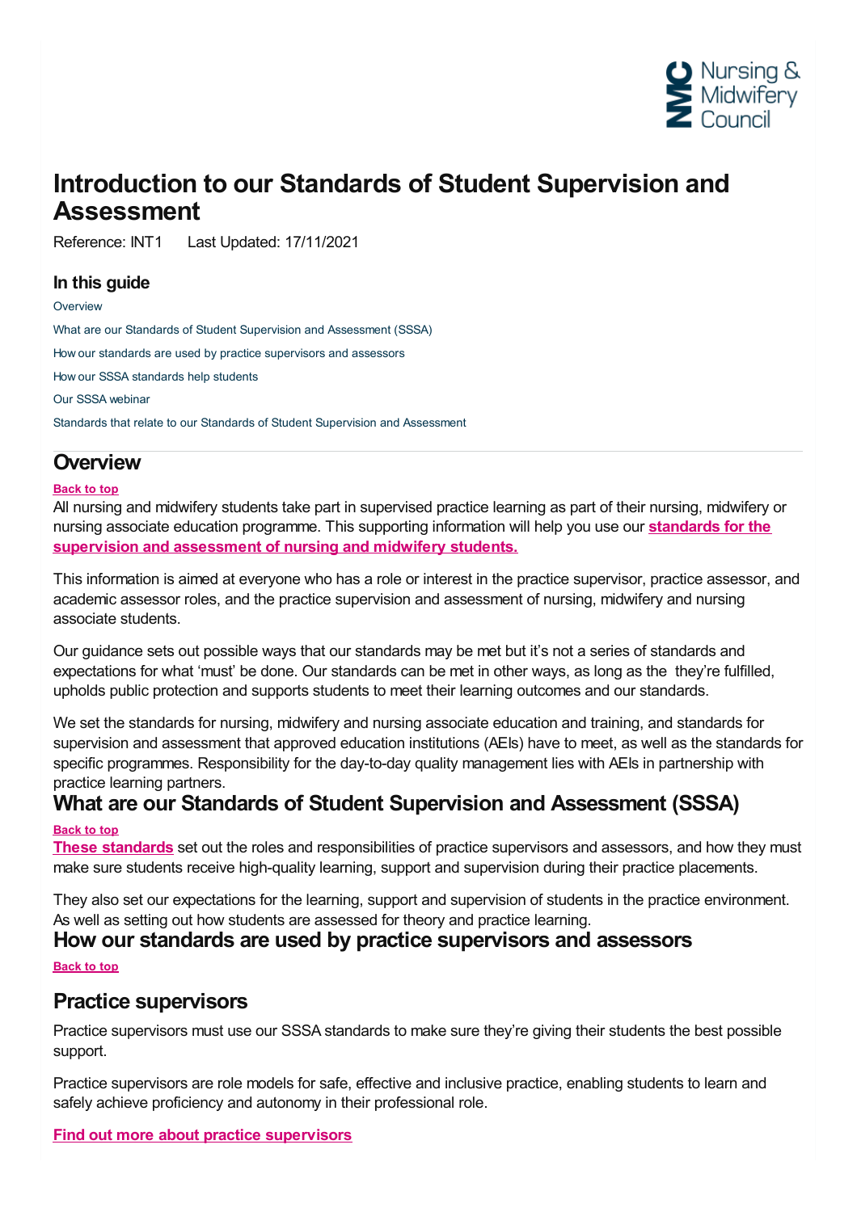# Introduction to our Standards of Student Supervision and Assessment

Reference: INT1 Last Updated: 17/11/2021

### In this guide

- Overview
- What are our Standards of Student Supervision and Assessment (SSSA)
- How our standards are used by practice supervisors and assessors
- How our SSSA standards help students
- Our SSSA webinar
- Standards that relate to our Standards of Student Supervision and Assessment

## Overview

**Back to top**

All nursing and midwifery students take part in supervised practice learning as part of their nursing, midwifery or nursing associate education programme. This supporting information will help you use our **standards for the supervision and assessment of nursing and midwifery students.**

This information is aimed at everyone who has a role or interest in the practice supervisor, practice assessor, and academic assessor roles, and the practice supervision and assessment of nursing, midwifery and nursing associate students.

Our guidance sets out possible ways that our standards may be met but it's not a series of standards and expectations for what 'must' be done. Our standards can be met in other ways, as long as the they're fulfilled, upholds public protection and supports students to meet their learning outcomes and our standards.

We set the standards for nursing, midwifery and nursing associate education and training, and standards for supervision and assessment that approved education institutions (AEIs) have to meet, as well as the standards for specific programmes. Responsibility for the day-to-day quality management lies with AEIs in partnership with practice learning partners.

## What are our Standards of Student Supervision and Assessment (SSSA)

**Back to top**

**These standards** set out the roles and responsibilities of practice supervisors and assessors, and how they must make sure students receive high-quality learning, support and supervision during their practice placements.

They also set our expectations for the learning, support and supervision of students in the practice environment. As well as setting out how students are assessed for theory and practice learning.

## How our standards are used by practice supervisors and assessors

**Back to top**

### Practice supervisors

Practice supervisors must use our SSSA standards to make sure they're giving their students the best possible support.

Practice supervisors are role models for safe, effective and inclusive practice, enabling students to learn and safely achieve proficiency and autonomy in their professional role.

**Find out more about practice supervisors**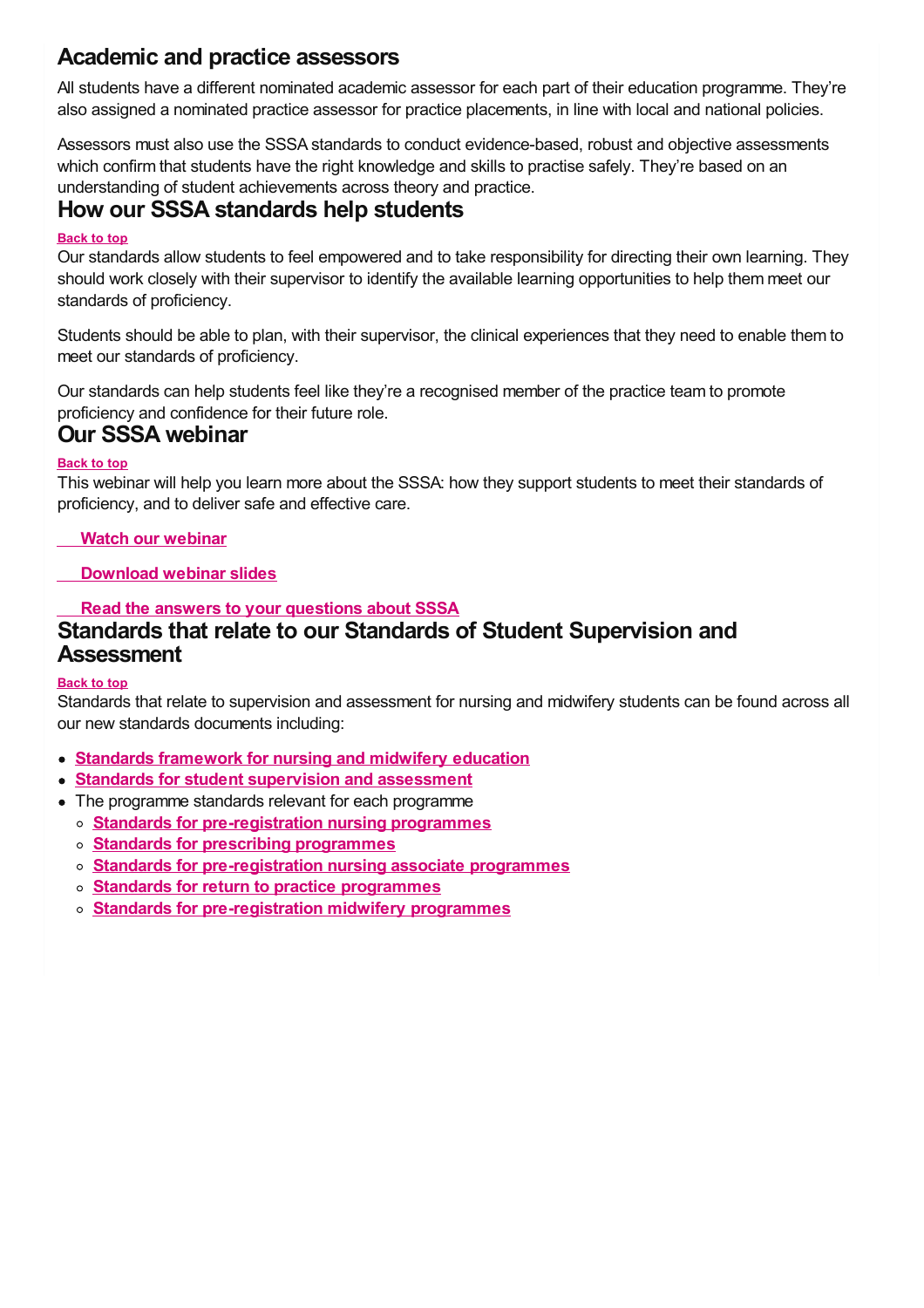## Academic and practice assessors

All students have a different nominated academic assessor for each part of their education programme. They're also assigned a nominated practice assessor for practice placements, in line with local and national policies.

Assessors must also use the SSSA standards to conduct evidence-based, robust and objective assessments which confirm that students have the right knowledge and skills to practise safely. They're based on an understanding of student achievements across theory and practice.

## How our SSSA standards help students

**Back to top**

Our standards allow students to feel empowered and to take responsibility for directing their own learning. They should work closely with their supervisor to identify the available learning opportunities to help them meet our standards of proficiency.

Students should be able to plan, with their supervisor, the clinical experiences that they need to enable them to meet our standards of proficiency.

Our standards can help students feel like they're a recognised member of the practice team to promote proficiency and confidence for their future role.

## Our SSSA webinar

**Back to top**

This webinar will help you learn more about the SSSA: how they support students to meet their standards of proficiency, and to deliver safe and effective care.

**Watch our webinar**

**Download webinar slides**

**Read the answers to your questions about SSSA**

## Standards that relate to our Standards of Student Supervision and Assessment

**Back to top**

Standards that relate to supervision and assessment for nursing and midwifery students can be found across all our new standards documents including:

- **Standards framework for nursing and midwifery education**
- **Standards for student supervision and assessment**
- The programme standards relevant for each programme
  - **Standards for pre-registration nursing programmes**
  - **Standards for prescribing programmes**
  - **Standards for pre-registration nursing associate programmes**
  - **Standards for return to practice programmes**
  - **Standards for pre-registration midwifery programmes**